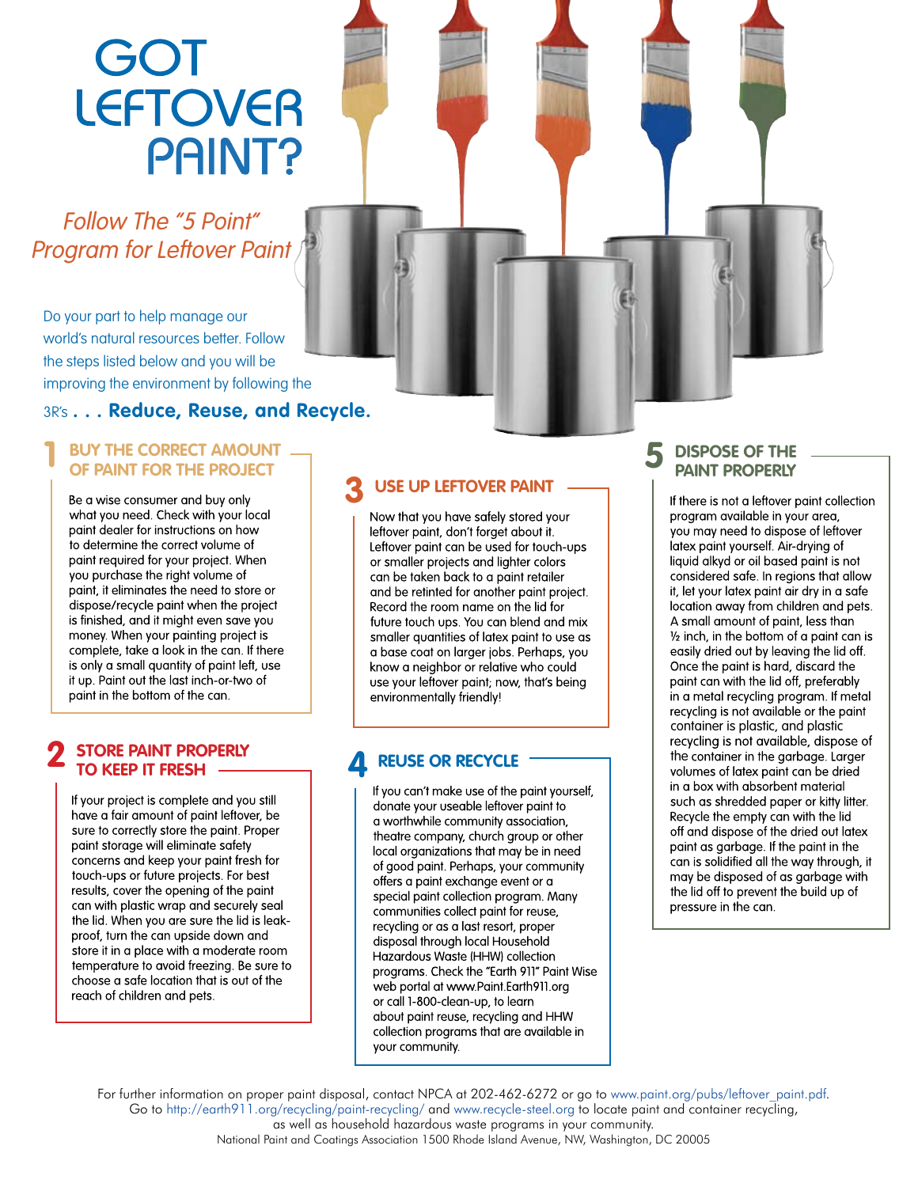# GOT LEFTOVER PAINT?

*Follow The "5 Point" Program for Leftover Paint*

Do your part to help manage our world's natural resources better. Follow the steps listed below and you will be improving the environment by following the 3R's . . . **Reduce, Reuse, and Recycle.**

## 1 BUY THE CORRECT AMOUNT OF PAINT FOR THE PROJECT

Be a wise consumer and buy only what you need. Check with your local paint dealer for instructions on how to determine the correct volume of paint required for your project. When you purchase the right volume of paint, it eliminates the need to store or dispose/recycle paint when the project is finished, and it might even save you money. When your painting project is complete, take a look in the can. If there is only a small quantity of paint left, use it up. Paint out the last inch-or-two of paint in the bottom of the can.

## 2 STORE PAINT PROPERLY TO KEEP IT FRESH

If your project is complete and you still have a fair amount of paint leftover, be sure to correctly store the paint. Proper paint storage will eliminate safety concerns and keep your paint fresh for touch-ups or future projects. For best results, cover the opening of the paint can with plastic wrap and securely seal the lid. When you are sure the lid is leak-proof, turn the can upside down and store it in a place with a moderate room temperature to avoid freezing. Be sure to choose a safe location that is out of the reach of children and pets.

## 3 USE UP LEFTOVER PAINT

Now that you have safely stored your leftover paint, don't forget about it. Leftover paint can be used for touch-ups or smaller projects and lighter colors can be taken back to a paint retailer and be retinted for another paint project. Record the room name on the lid for future touch ups. You can blend and mix smaller quantities of latex paint to use as a base coat on larger jobs. Perhaps, you know a neighbor or relative who could use your leftover paint; now, that's being environmentally friendly!

## 4 REUSE OR RECYCLE

If you can't make use of the paint yourself, donate your useable leftover paint to a worthwhile community association, theatre company, church group or other local organizations that may be in need of good paint. Perhaps, your community offers a paint exchange event or a special paint collection program. Many communities collect paint for reuse, recycling or as a last resort, proper disposal through local Household Hazardous Waste (HHW) collection programs. Check the "Earth 911" Paint Wise web portal at www.Paint.Earth911.org or call 1-800-clean-up, to learn about paint reuse, recycling and HHW collection programs that are available in your community.

## 5 DISPOSE OF THE PAINT PROPERLY

If there is not a leftover paint collection program available in your area, you may need to dispose of leftover latex paint yourself. Air-drying of liquid alkyd or oil based paint is not considered safe. In regions that allow it, let your latex paint air dry in a safe location away from children and pets. A small amount of paint, less than ½ inch, in the bottom of a paint can is easily dried out by leaving the lid off. Once the paint is hard, discard the paint can with the lid off, preferably in a metal recycling program. If metal recycling is not available or the paint container is plastic, and plastic recycling is not available, dispose of the container in the garbage. Larger volumes of latex paint can be dried in a box with absorbent material such as shredded paper or kitty litter. Recycle the empty can with the lid off and dispose of the dried out latex paint as garbage. If the paint in the can is solidified all the way through, it may be disposed of as garbage with the lid off to prevent the build up of pressure in the can.

For further information on proper paint disposal, contact NPCA at 202-462-6272 or go to www.paint.org/pubs/leftover_paint.pdf.
Go to http://earth911.org/recycling/paint-recycling/ and www.recycle-steel.org to locate paint and container recycling, as well as household hazardous waste programs in your community.
National Paint and Coatings Association 1500 Rhode Island Avenue, NW, Washington, DC 20005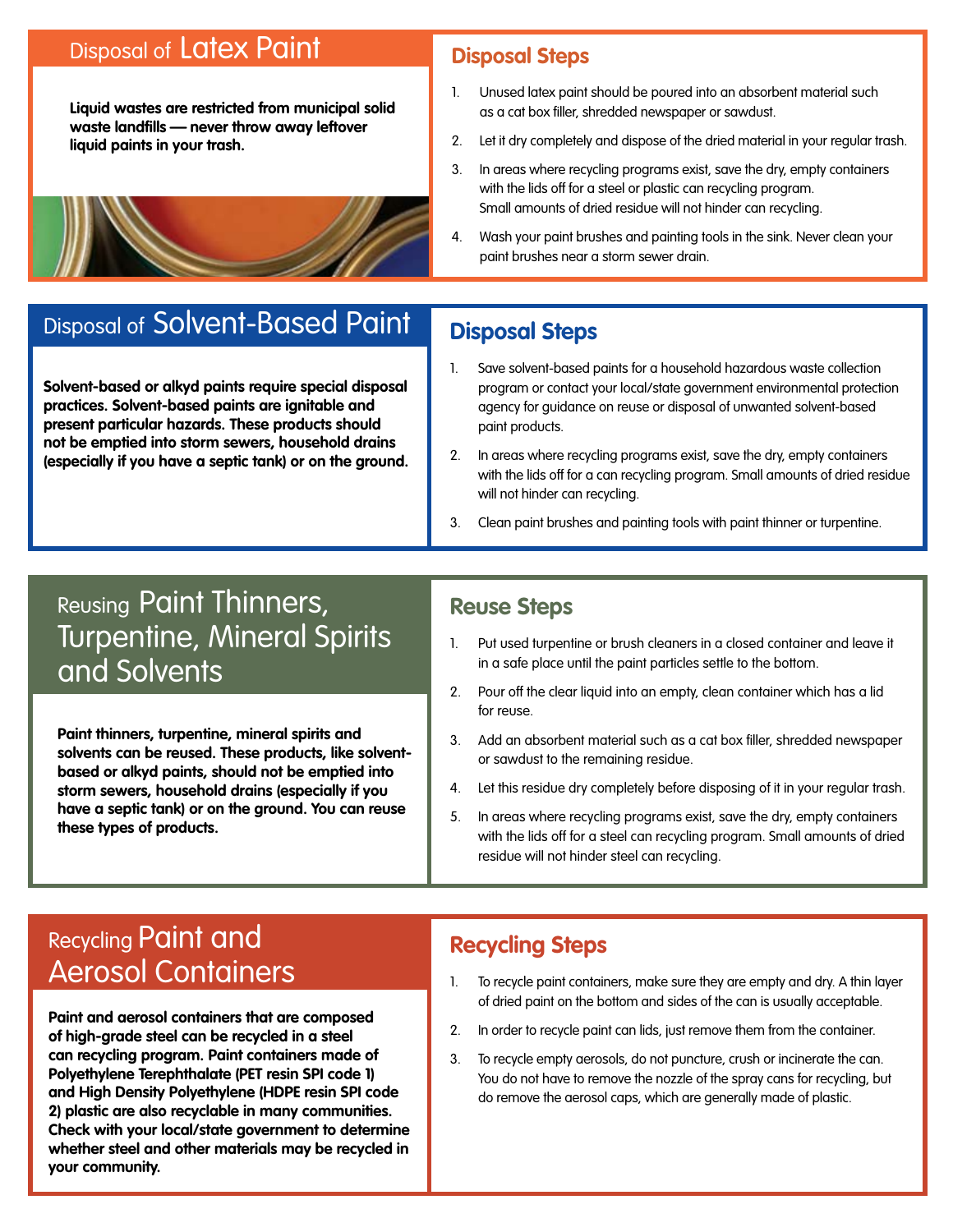## Disposal of Latex Paint

**Liquid wastes are restricted from municipal solid waste landfills — never throw away leftover liquid paints in your trash.**

### Disposal Steps

1. Unused latex paint should be poured into an absorbent material such as a cat box filler, shredded newspaper or sawdust.
2. Let it dry completely and dispose of the dried material in your regular trash.
3. In areas where recycling programs exist, save the dry, empty containers with the lids off for a steel or plastic can recycling program. Small amounts of dried residue will not hinder can recycling.
4. Wash your paint brushes and painting tools in the sink. Never clean your paint brushes near a storm sewer drain.

## Disposal of Solvent-Based Paint

**Solvent-based or alkyd paints require special disposal practices. Solvent-based paints are ignitable and present particular hazards. These products should not be emptied into storm sewers, household drains (especially if you have a septic tank) or on the ground.**

### Disposal Steps

1. Save solvent-based paints for a household hazardous waste collection program or contact your local/state government environmental protection agency for guidance on reuse or disposal of unwanted solvent-based paint products.
2. In areas where recycling programs exist, save the dry, empty containers with the lids off for a can recycling program. Small amounts of dried residue will not hinder can recycling.
3. Clean paint brushes and painting tools with paint thinner or turpentine.

## Reusing Paint Thinners, Turpentine, Mineral Spirits and Solvents

**Paint thinners, turpentine, mineral spirits and solvents can be reused. These products, like solvent-based or alkyd paints, should not be emptied into storm sewers, household drains (especially if you have a septic tank) or on the ground. You can reuse these types of products.**

### Reuse Steps

1. Put used turpentine or brush cleaners in a closed container and leave it in a safe place until the paint particles settle to the bottom.
2. Pour off the clear liquid into an empty, clean container which has a lid for reuse.
3. Add an absorbent material such as a cat box filler, shredded newspaper or sawdust to the remaining residue.
4. Let this residue dry completely before disposing of it in your regular trash.
5. In areas where recycling programs exist, save the dry, empty containers with the lids off for a steel can recycling program. Small amounts of dried residue will not hinder steel can recycling.

## Recycling Paint and Aerosol Containers

**Paint and aerosol containers that are composed of high-grade steel can be recycled in a steel can recycling program. Paint containers made of Polyethylene Terephthalate (PET resin SPI code 1) and High Density Polyethylene (HDPE resin SPI code 2) plastic are also recyclable in many communities. Check with your local/state government to determine whether steel and other materials may be recycled in your community.**

### Recycling Steps

1. To recycle paint containers, make sure they are empty and dry. A thin layer of dried paint on the bottom and sides of the can is usually acceptable.
2. In order to recycle paint can lids, just remove them from the container.
3. To recycle empty aerosols, do not puncture, crush or incinerate the can. You do not have to remove the nozzle of the spray cans for recycling, but do remove the aerosol caps, which are generally made of plastic.